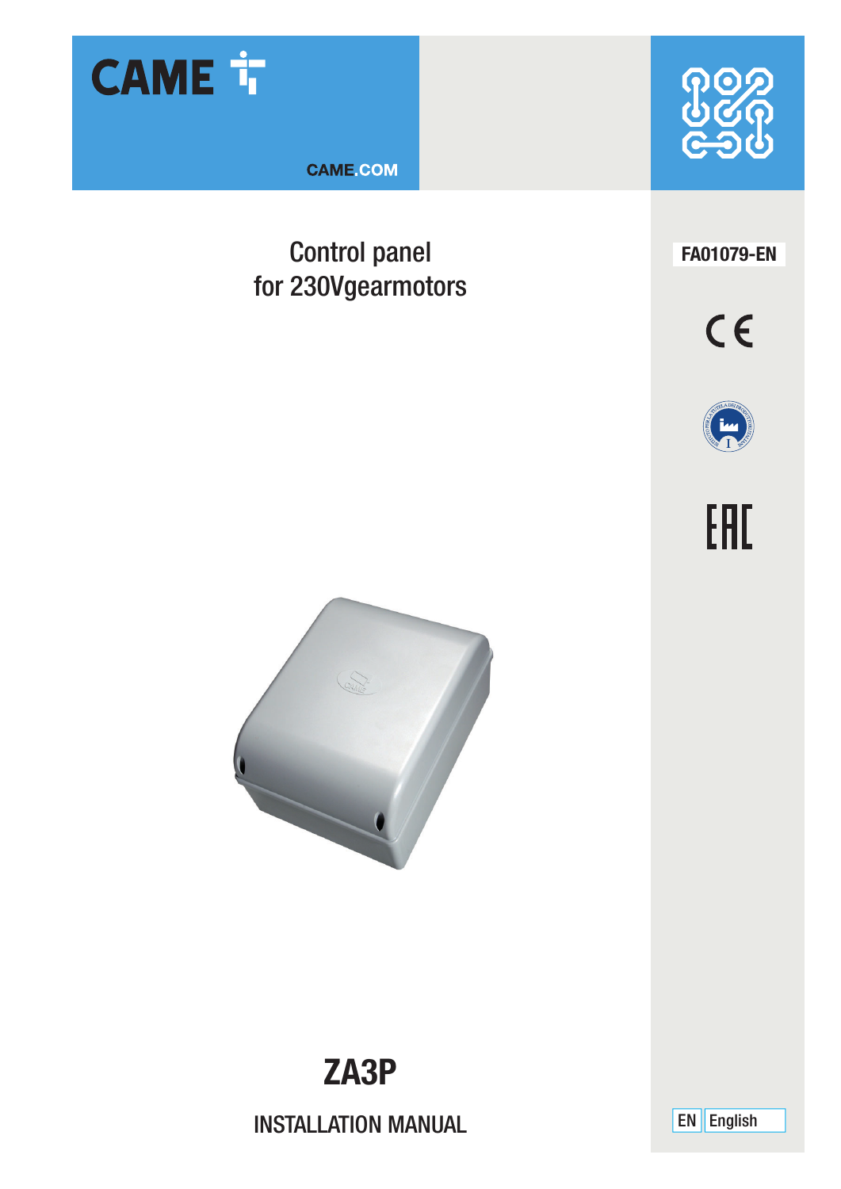CAME

CAME.COM

# Control panel for 230Vgearmotors

FA01079-EN

# ZA3P

INSTALLATION MANUAL

EN English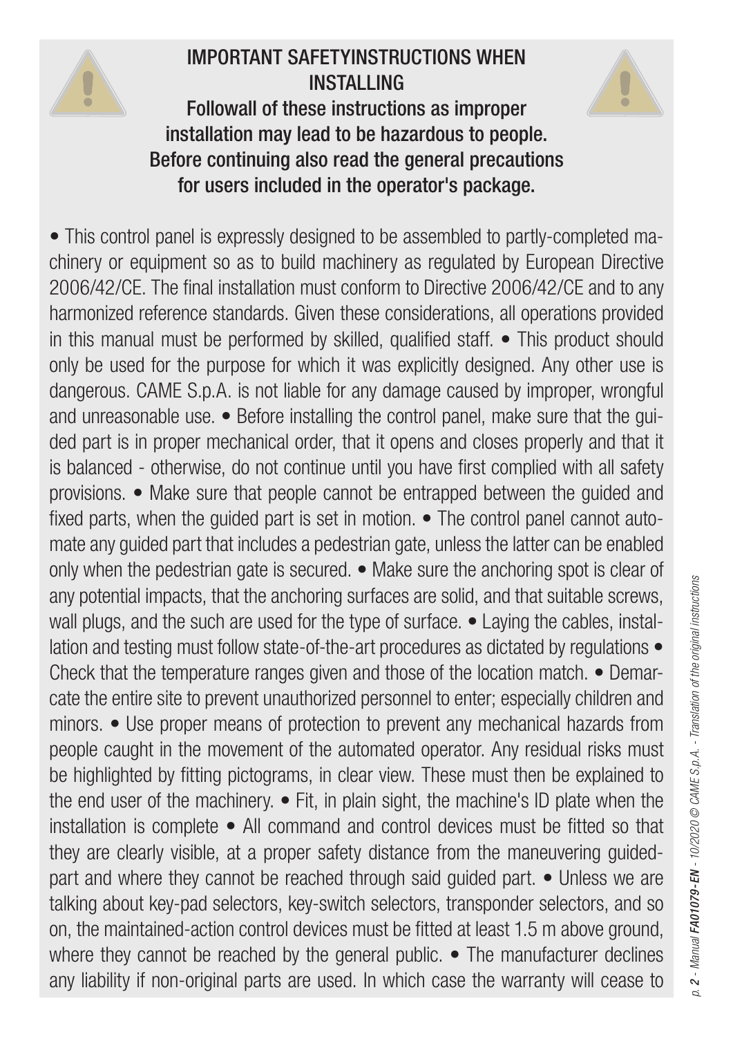## IMPORTANT SAFETYINSTRUCTIONS WHEN INSTALLING

**Followall of these instructions as improper installation may lead to be hazardous to people. Before continuing also read the general precautions for users included in the operator's package.**

• This control panel is expressly designed to be assembled to partly-completed machinery or equipment so as to build machinery as regulated by European Directive 2006/42/CE. The final installation must conform to Directive 2006/42/CE and to any harmonized reference standards. Given these considerations, all operations provided in this manual must be performed by skilled, qualified staff. • This product should only be used for the purpose for which it was explicitly designed. Any other use is dangerous. CAME S.p.A. is not liable for any damage caused by improper, wrongful and unreasonable use. • Before installing the control panel, make sure that the guided part is in proper mechanical order, that it opens and closes properly and that it is balanced - otherwise, do not continue until you have first complied with all safety provisions. • Make sure that people cannot be entrapped between the guided and fixed parts, when the guided part is set in motion. • The control panel cannot automate any guided part that includes a pedestrian gate, unless the latter can be enabled only when the pedestrian gate is secured. • Make sure the anchoring spot is clear of any potential impacts, that the anchoring surfaces are solid, and that suitable screws, wall plugs, and the such are used for the type of surface. • Laying the cables, installation and testing must follow state-of-the-art procedures as dictated by regulations • Check that the temperature ranges given and those of the location match. • Demarcate the entire site to prevent unauthorized personnel to enter; especially children and minors. • Use proper means of protection to prevent any mechanical hazards from people caught in the movement of the automated operator. Any residual risks must be highlighted by fitting pictograms, in clear view. These must then be explained to the end user of the machinery. • Fit, in plain sight, the machine's ID plate when the installation is complete • All command and control devices must be fitted so that they are clearly visible, at a proper safety distance from the maneuvering guided-part and where they cannot be reached through said guided part. • Unless we are talking about key-pad selectors, key-switch selectors, transponder selectors, and so on, the maintained-action control devices must be fitted at least 1.5 m above ground, where they cannot be reached by the general public. • The manufacturer declines any liability if non-original parts are used. In which case the warranty will cease to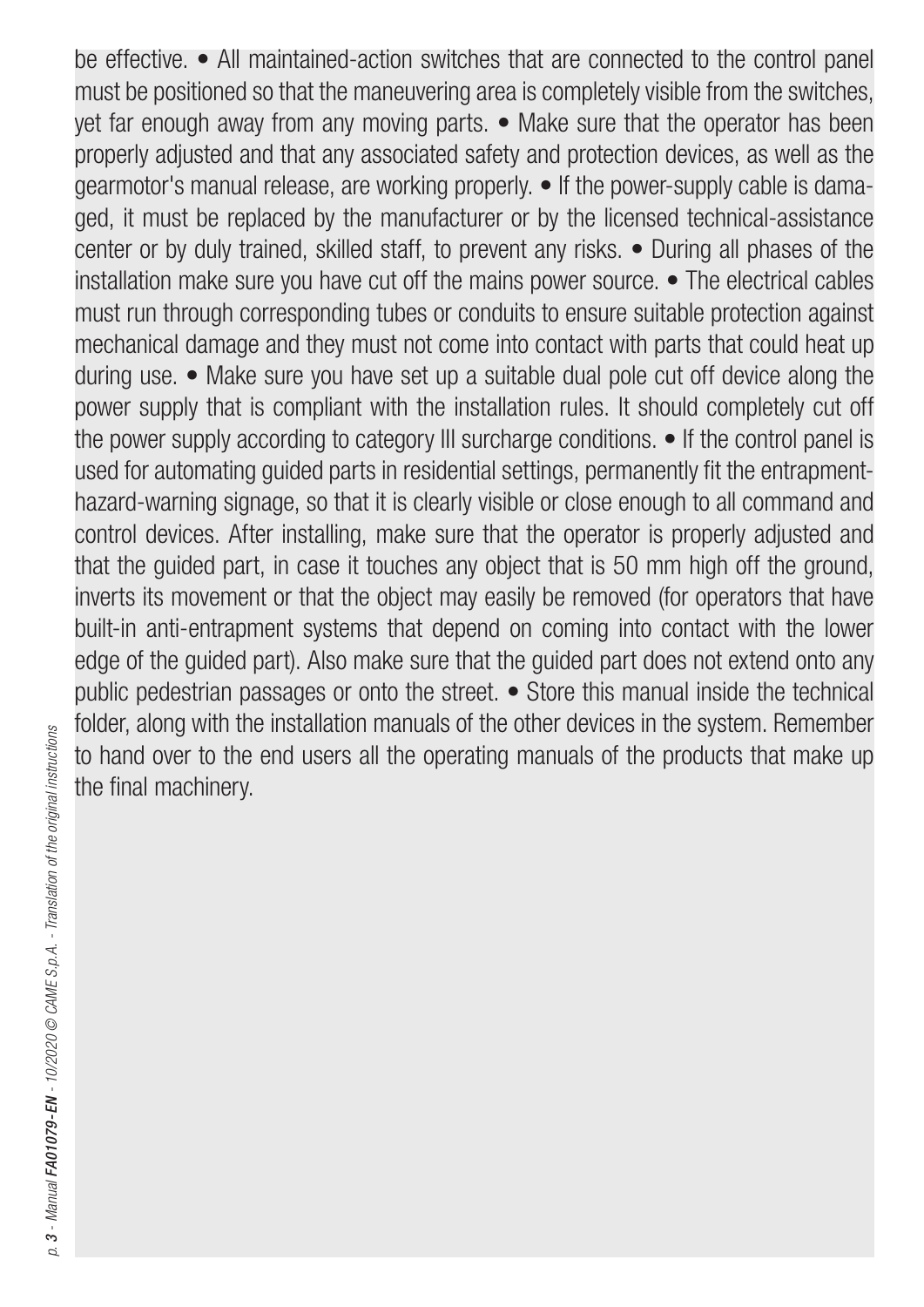be effective. • All maintained-action switches that are connected to the control panel must be positioned so that the maneuvering area is completely visible from the switches, yet far enough away from any moving parts. • Make sure that the operator has been properly adjusted and that any associated safety and protection devices, as well as the gearmotor's manual release, are working properly. • If the power-supply cable is damaged, it must be replaced by the manufacturer or by the licensed technical-assistance center or by duly trained, skilled staff, to prevent any risks. • During all phases of the installation make sure you have cut off the mains power source. • The electrical cables must run through corresponding tubes or conduits to ensure suitable protection against mechanical damage and they must not come into contact with parts that could heat up during use. • Make sure you have set up a suitable dual pole cut off device along the power supply that is compliant with the installation rules. It should completely cut off the power supply according to category III surcharge conditions. • If the control panel is used for automating guided parts in residential settings, permanently fit the entrapment-hazard-warning signage, so that it is clearly visible or close enough to all command and control devices. After installing, make sure that the operator is properly adjusted and that the guided part, in case it touches any object that is 50 mm high off the ground, inverts its movement or that the object may easily be removed (for operators that have built-in anti-entrapment systems that depend on coming into contact with the lower edge of the guided part). Also make sure that the guided part does not extend onto any public pedestrian passages or onto the street. • Store this manual inside the technical folder, along with the installation manuals of the other devices in the system. Remember to hand over to the end users all the operating manuals of the products that make up the final machinery.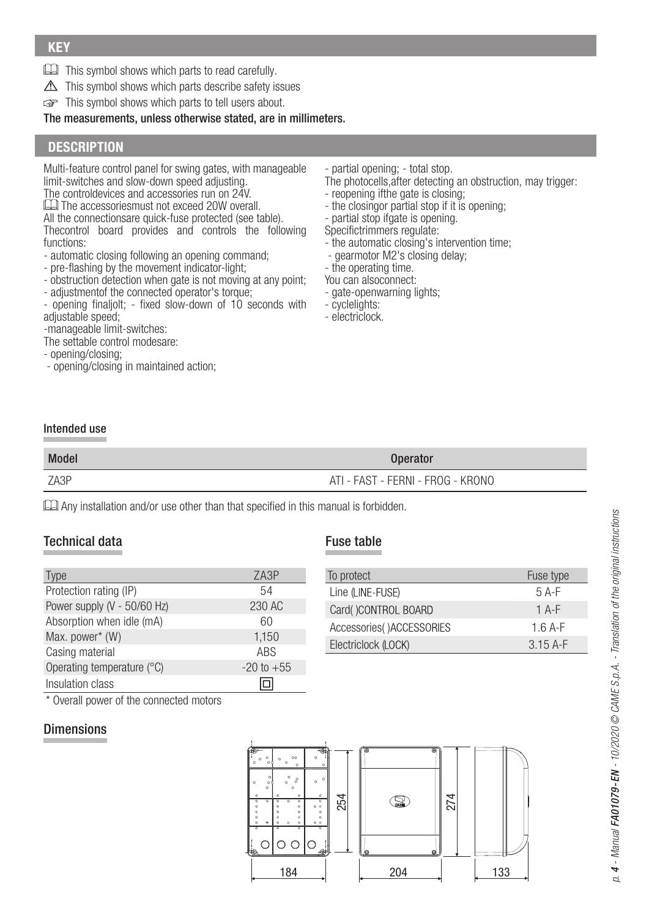## KEY

📖 This symbol shows which parts to read carefully.

⚠ This symbol shows which parts describe safety issues

☞ This symbol shows which parts to tell users about.

**The measurements, unless otherwise stated, are in millimeters.**

## DESCRIPTION

Multi-feature control panel for swing gates, with manageable limit-switches and slow-down speed adjusting.

The controldevices and accessories run on 24V.

📖 The accessoriesmust not exceed 20W overall.

All the connectionsare quick-fuse protected (see table).

Thecontrol board provides and controls the following functions:

- automatic closing following an opening command;
- pre-flashing by the movement indicator-light;
- obstruction detection when gate is not moving at any point;
- adjustmentof the connected operator's torque;
- opening finaljolt; - fixed slow-down of 10 seconds with adjustable speed;
- manageable limit-switches:

The settable control modesare:

- opening/closing;
- opening/closing in maintained action;
- partial opening; - total stop.

The photocells,after detecting an obstruction, may trigger:

- reopening ifthe gate is closing;
- the closingor partial stop if it is opening;
- partial stop ifgate is opening.

Specifictrimmers regulate:

- the automatic closing's intervention time;
- gearmotor M2's closing delay;
- the operating time.

You can alsoconnect:

- gate-openwarning lights;
- cyclelights:
- electriclock.

### Intended use

| Model | Operator |
|---|---|
| ZA3P | ATI - FAST - FERNI - FROG - KRONO |

📖 Any installation and/or use other than that specified in this manual is forbidden.

### Technical data

| Type | ZA3P |
|---|---|
| Protection rating (IP) | 54 |
| Power supply (V - 50/60 Hz) | 230 AC |
| Absorption when idle (mA) | 60 |
| Max. power* (W) | 1,150 |
| Casing material | ABS |
| Operating temperature (°C) | -20 to +55 |
| Insulation class | ▣ |

\* Overall power of the connected motors

### Fuse table

| To protect | Fuse type |
|---|---|
| Line (LINE-FUSE) | 5 A-F |
| Card( )CONTROL BOARD | 1 A-F |
| Accessories( )ACCESSORIES | 1.6 A-F |
| Electriclock (LOCK) | 3.15 A-F |

### Dimensions

184 | 254 | 204 | 274 | 133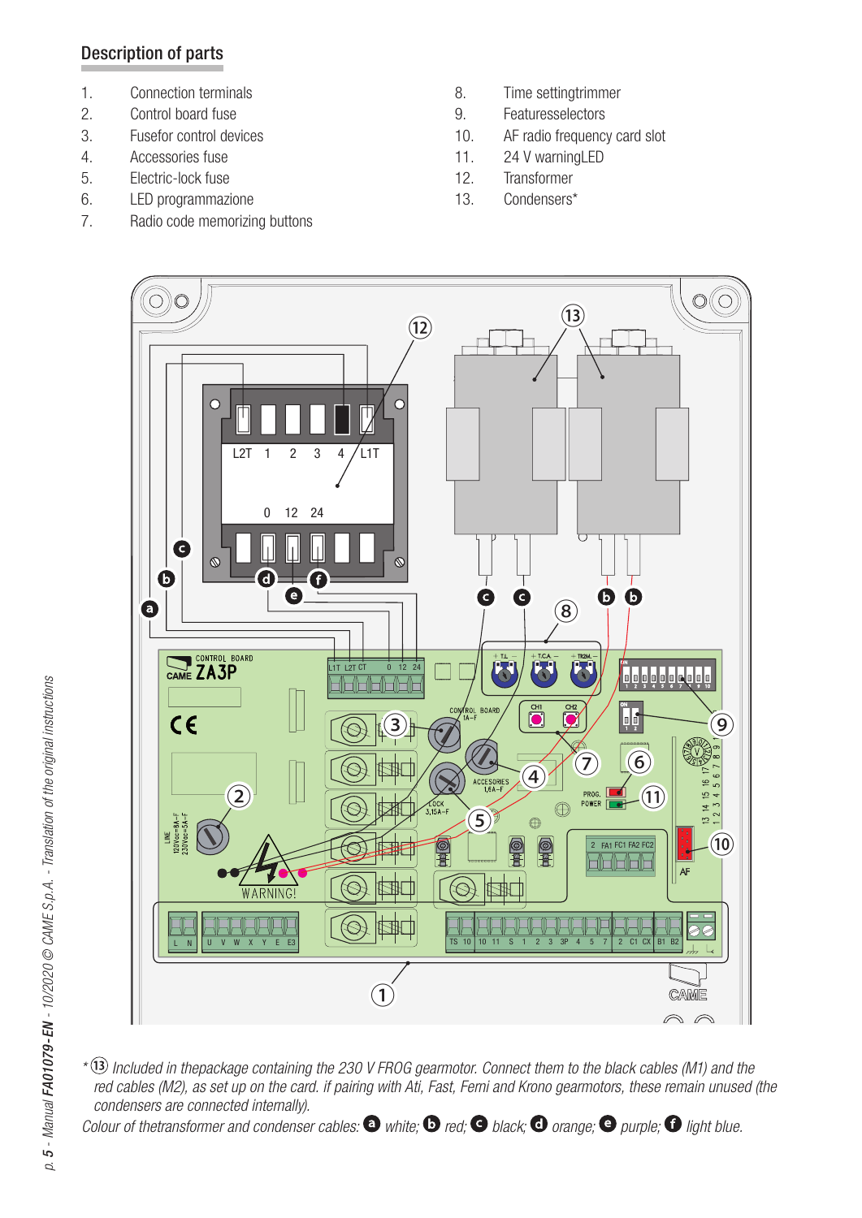## Description of parts

1. Connection terminals
2. Control board fuse
3. Fusefor control devices
4. Accessories fuse
5. Electric-lock fuse
6. LED programmazione
7. Radio code memorizing buttons
8. Time settingtrimmer
9. Featuresselectors
10. AF radio frequency card slot
11. 24 V warningLED
12. Transformer
13. Condensers*

*⑬ *Included in thepackage containing the 230 V FROG gearmotor. Connect them to the black cables (M1) and the red cables (M2), as set up on the card. if pairing with Ati, Fast, Femi and Krono gearmotors, these remain unused (the condensers are connected internally).*

*Colour of thetransformer and condenser cables:* **a** *white;* **b** *red;* **c** *black;* **d** *orange;* **e** *purple;* **f** *light blue.*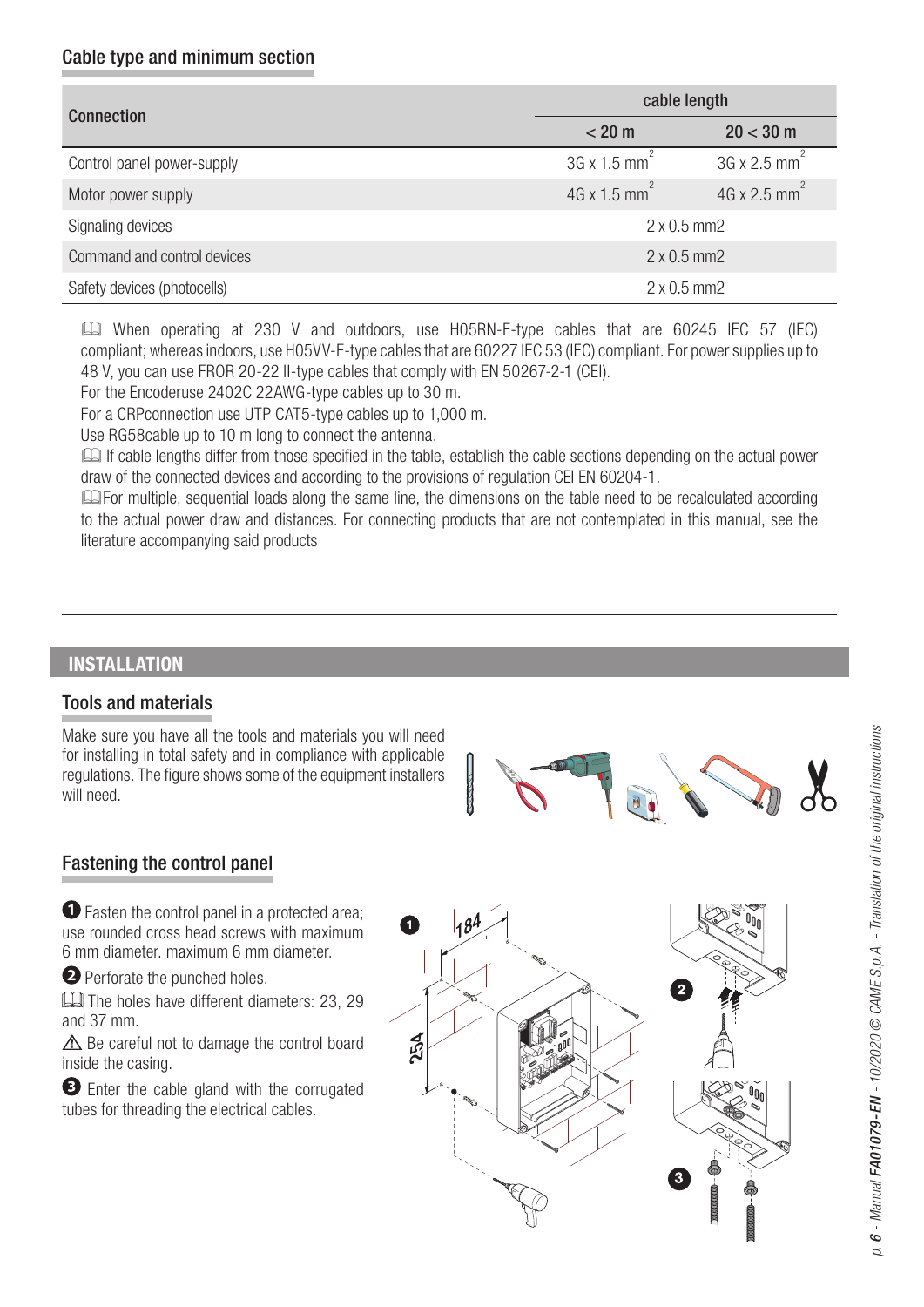## Cable type and minimum section

| Connection | cable length | |
|---|---|---|
| | < 20 m | 20 < 30 m |
| Control panel power-supply | 3G x 1.5 mm$^2$ | 3G x 2.5 mm$^2$ |
| Motor power supply | 4G x 1.5 mm$^2$ | 4G x 2.5 mm$^2$ |
| Signaling devices | 2 x 0.5 mm2 | |
| Command and control devices | 2 x 0.5 mm2 | |
| Safety devices (photocells) | 2 x 0.5 mm2 | |

📖 When operating at 230 V and outdoors, use H05RN-F-type cables that are 60245 IEC 57 (IEC) compliant; whereas indoors, use H05VV-F-type cables that are 60227 IEC 53 (IEC) compliant. For power supplies up to 48 V, you can use FROR 20-22 II-type cables that comply with EN 50267-2-1 (CEI).

For the Encoderuse 2402C 22AWG-type cables up to 30 m.

For a CRPconnection use UTP CAT5-type cables up to 1,000 m.

Use RG58cable up to 10 m long to connect the antenna.

📖 If cable lengths differ from those specified in the table, establish the cable sections depending on the actual power draw of the connected devices and according to the provisions of regulation CEI EN 60204-1.

📖For multiple, sequential loads along the same line, the dimensions on the table need to be recalculated according to the actual power draw and distances. For connecting products that are not contemplated in this manual, see the literature accompanying said products

# INSTALLATION

## Tools and materials

Make sure you have all the tools and materials you will need for installing in total safety and in compliance with applicable regulations. The figure shows some of the equipment installers will need.

## Fastening the control panel

❶ Fasten the control panel in a protected area; use rounded cross head screws with maximum 6 mm diameter. maximum 6 mm diameter.

❷ Perforate the punched holes.

📖 The holes have different diameters: 23, 29 and 37 mm.

⚠ Be careful not to damage the control board inside the casing.

❸ Enter the cable gland with the corrugated tubes for threading the electrical cables.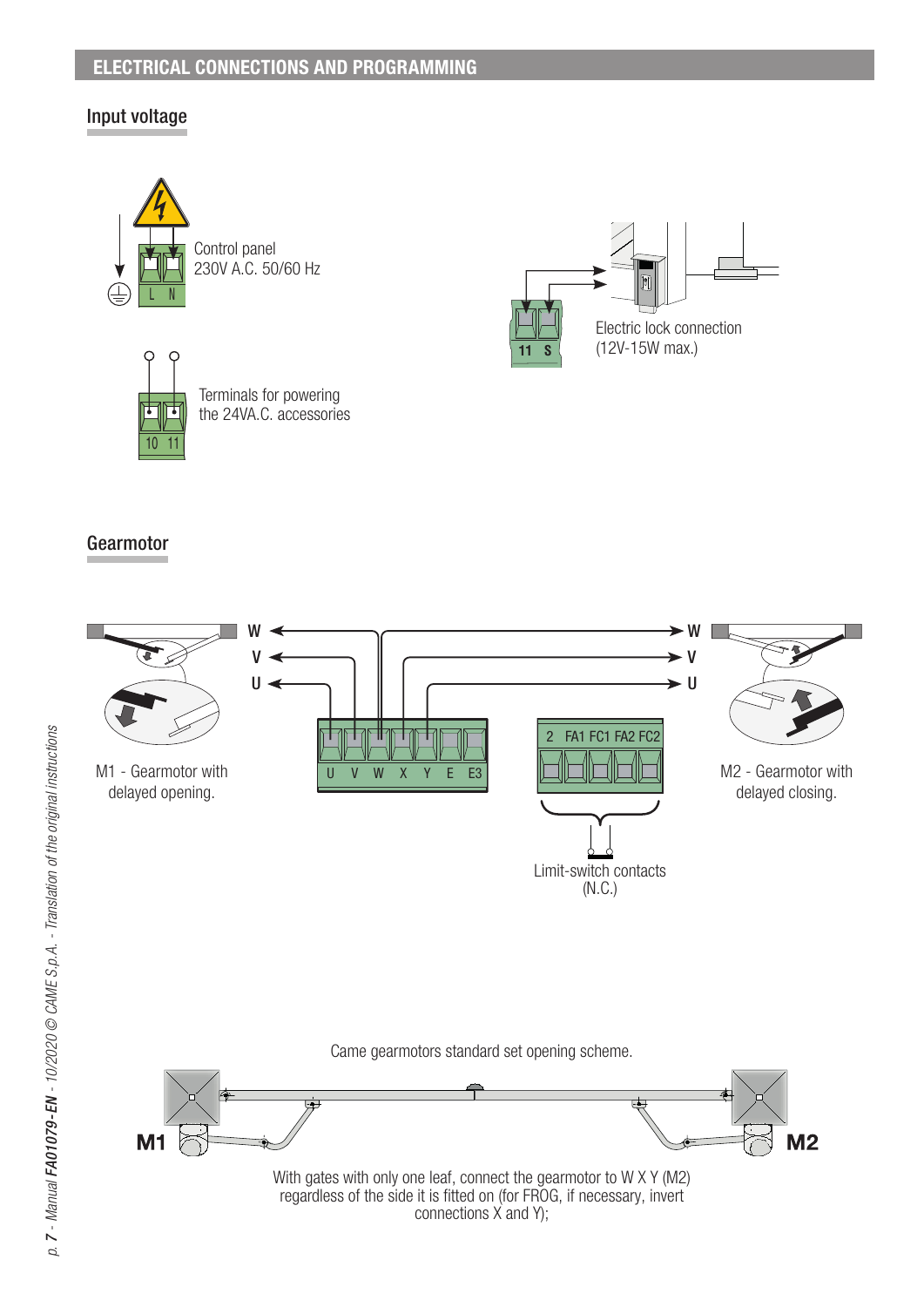## ELECTRICAL CONNECTIONS AND PROGRAMMING

### Input voltage

L N

Control panel
230V A.C. 50/60 Hz

10 11

Terminals for powering the 24VA.C. accessories

11 S

Electric lock connection
(12V-15W max.)

### Gearmotor

W V U

U V W X Y E E3

2 FA1 FC1 FA2 FC2

W V U

M1 - Gearmotor with delayed opening.

Limit-switch contacts (N.C.)

M2 - Gearmotor with delayed closing.

Came gearmotors standard set opening scheme.

M1 M2

With gates with only one leaf, connect the gearmotor to W X Y (M2) regardless of the side it is fitted on (for FROG, if necessary, invert connections X and Y);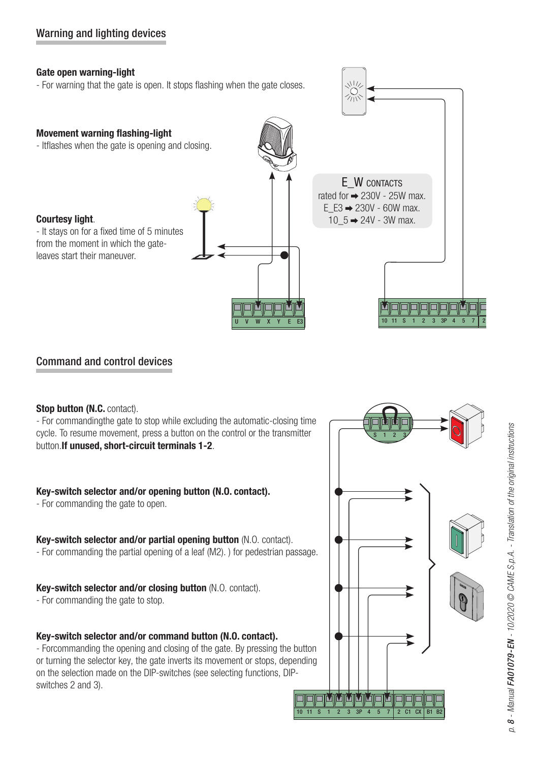## Warning and lighting devices

**Gate open warning-light**

- For warning that the gate is open. It stops flashing when the gate closes.

**Movement warning flashing-light**

- Itflashes when the gate is opening and closing.

**Courtesy light**.

- It stays on for a fixed time of 5 minutes from the moment in which the gate-leaves start their maneuver.

E_W CONTACTS
rated for ➡ 230V - 25W max.
E_E3 ➡ 230V - 60W max.
10_5 ➡ 24V - 3W max.

U V W X Y E E3

10 11 S 1 2 3 3P 4 5 7 2

## Command and control devices

**Stop button (N.C.** contact).

- For commandingthe gate to stop while excluding the automatic-closing time cycle. To resume movement, press a button on the control or the transmitter button.**If unused, short-circuit terminals 1-2**.

**Key-switch selector and/or opening button (N.O. contact).**

- For commanding the gate to open.

**Key-switch selector and/or partial opening button** (N.O. contact).

- For commanding the partial opening of a leaf (M2). ) for pedestrian passage.

**Key-switch selector and/or closing button** (N.O. contact).

- For commanding the gate to stop.

**Key-switch selector and/or command button (N.O. contact).**

- Forcommanding the opening and closing of the gate. By pressing the button or turning the selector key, the gate inverts its movement or stops, depending on the selection made on the DIP-switches (see selecting functions, DIP-switches 2 and 3).

S 1 2 3

10 11 S 1 2 3 3P 4 5 7 2 C1 CX B1 B2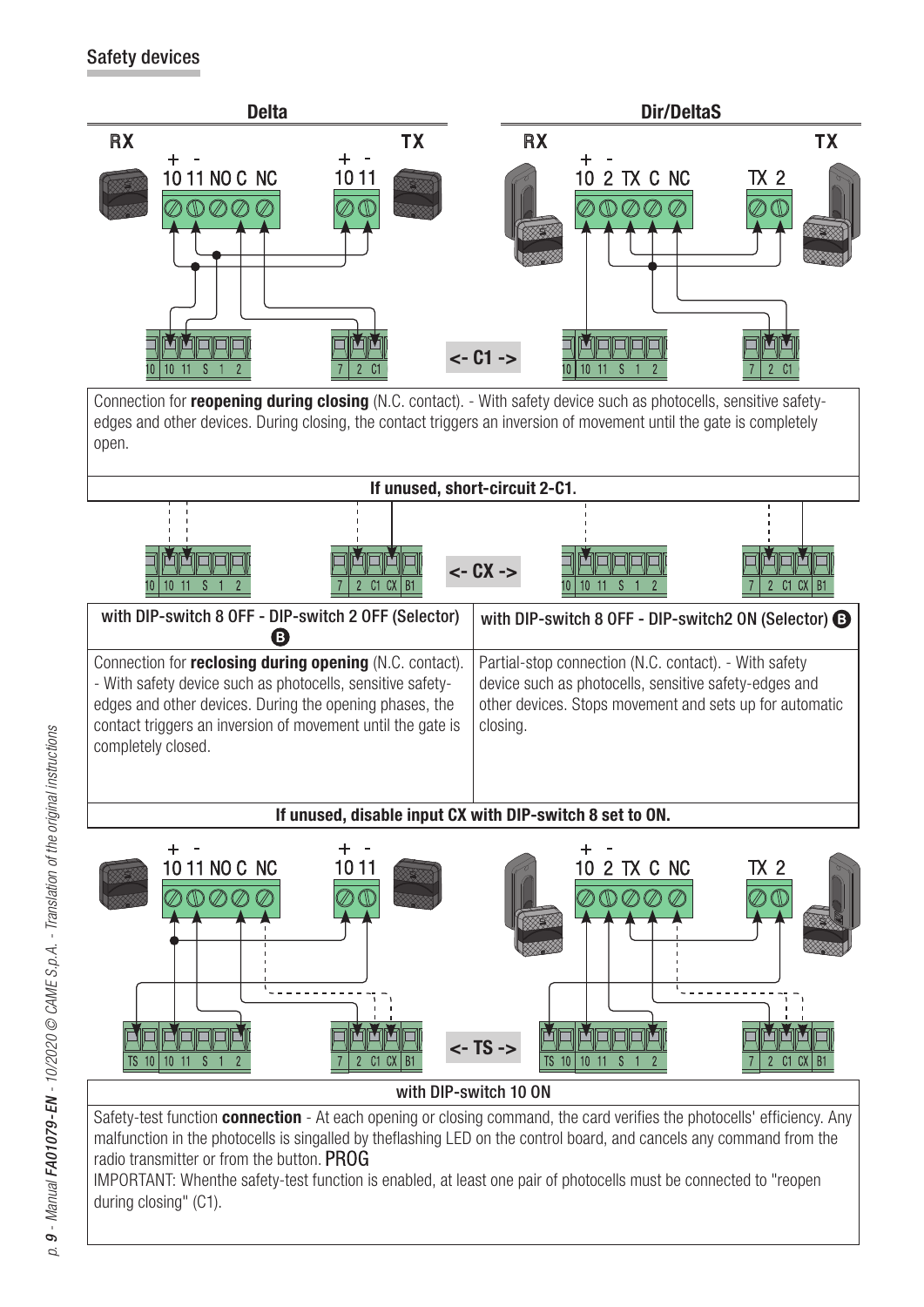## Safety devices

Delta | Dir/DeltaS

<- C1 ->

Connection for **reopening during closing** (N.C. contact). - With safety device such as photocells, sensitive safety-edges and other devices. During closing, the contact triggers an inversion of movement until the gate is completely open.

**If unused, short-circuit 2-C1.**

<- CX ->

| with DIP-switch 8 OFF - DIP-switch 2 OFF (Selector) B | with DIP-switch 8 OFF - DIP-switch2 ON (Selector) B |
|---|---|
| Connection for **reclosing during opening** (N.C. contact). - With safety device such as photocells, sensitive safety-edges and other devices. During the opening phases, the contact triggers an inversion of movement until the gate is completely closed. | Partial-stop connection (N.C. contact). - With safety device such as photocells, sensitive safety-edges and other devices. Stops movement and sets up for automatic closing. |

**If unused, disable input CX with DIP-switch 8 set to ON.**

<- TS ->

with DIP-switch 10 ON

Safety-test function **connection** - At each opening or closing command, the card verifies the photocells' efficiency. Any malfunction in the photocells is singalled by theflashing LED on the control board, and cancels any command from the radio transmitter or from the button. PROG

IMPORTANT: Whenthe safety-test function is enabled, at least one pair of photocells must be connected to "reopen during closing" (C1).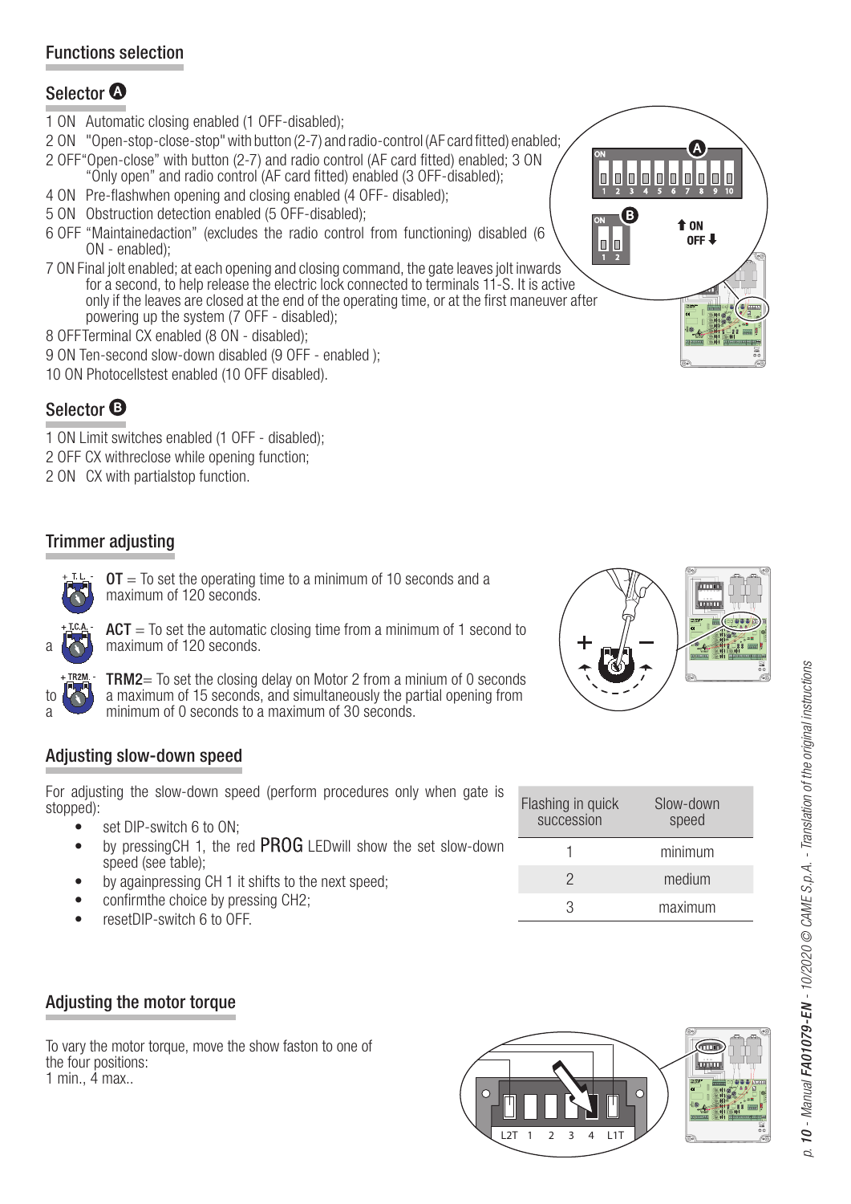## Functions selection

### Selector A

1 ON Automatic closing enabled (1 OFF-disabled);

2 ON "Open-stop-close-stop" with button (2-7) and radio-control (AF card fitted) enabled;

2 OFF"Open-close" with button (2-7) and radio control (AF card fitted) enabled; 3 ON "Only open" and radio control (AF card fitted) enabled (3 OFF-disabled);

4 ON Pre-flashwhen opening and closing enabled (4 OFF- disabled);

5 ON Obstruction detection enabled (5 OFF-disabled);

6 OFF "Maintainedaction" (excludes the radio control from functioning) disabled (6 ON - enabled);

7 ON Final jolt enabled; at each opening and closing command, the gate leaves jolt inwards for a second, to help release the electric lock connected to terminals 11-S. It is active only if the leaves are closed at the end of the operating time, or at the first maneuver after powering up the system (7 OFF - disabled);

8 OFFTerminal CX enabled (8 ON - disabled);

9 ON Ten-second slow-down disabled (9 OFF - enabled );

10 ON Photocellstest enabled (10 OFF disabled).

### Selector B

1 ON Limit switches enabled (1 OFF - disabled);

2 OFF CX withreclose while opening function;

2 ON CX with partialstop function.

## Trimmer adjusting

**OT** = To set the operating time to a minimum of 10 seconds and a maximum of 120 seconds.

**ACT** = To set the automatic closing time from a minimum of 1 second to a maximum of 120 seconds.

**TRM2**= To set the closing delay on Motor 2 from a minium of 0 seconds to a maximum of 15 seconds, and simultaneously the partial opening from a minimum of 0 seconds to a maximum of 30 seconds.

## Adjusting slow-down speed

For adjusting the slow-down speed (perform procedures only when gate is stopped):

- set DIP-switch 6 to ON;
- by pressingCH 1, the red PROG LEDwill show the set slow-down speed (see table);
- by againpressing CH 1 it shifts to the next speed;
- confirmthe choice by pressing CH2;
- resetDIP-switch 6 to OFF.

| Flashing in quick succession | Slow-down speed |
|---|---|
| 1 | minimum |
| 2 | medium |
| 3 | maximum |

## Adjusting the motor torque

To vary the motor torque, move the show faston to one of the four positions:
1 min., 4 max..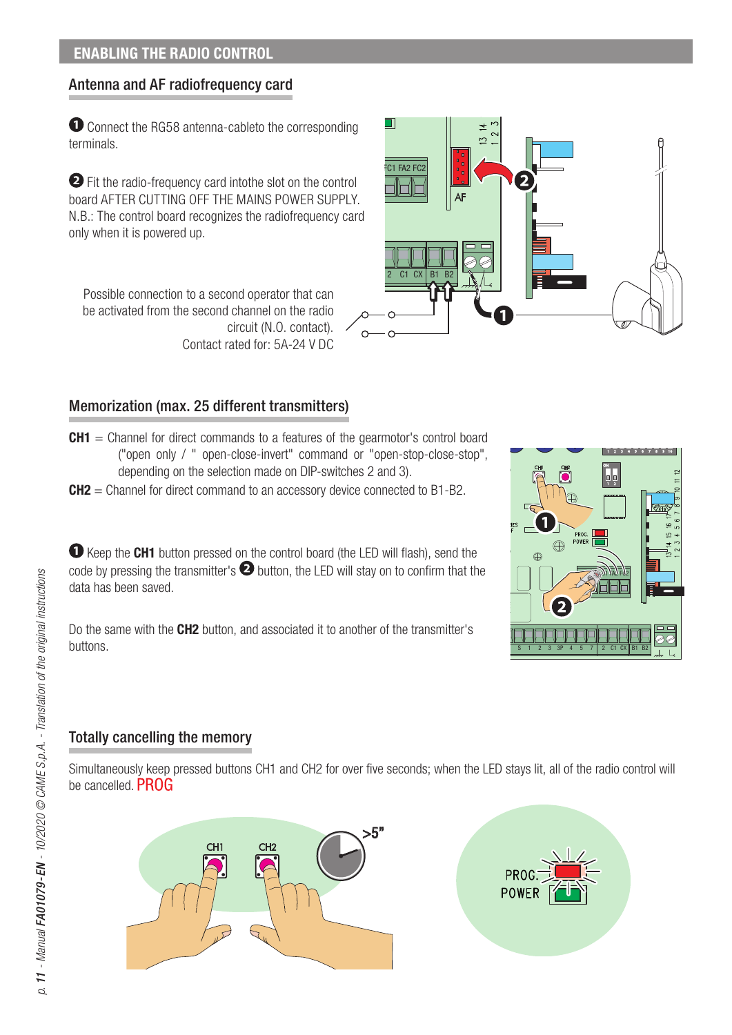## ENABLING THE RADIO CONTROL

### Antenna and AF radiofrequency card

❶ Connect the RG58 antenna-cableto the corresponding terminals.

❷ Fit the radio-frequency card intothe slot on the control board AFTER CUTTING OFF THE MAINS POWER SUPPLY. N.B.: The control board recognizes the radiofrequency card only when it is powered up.

Possible connection to a second operator that can be activated from the second channel on the radio circuit (N.O. contact).
Contact rated for: 5A-24 V DC

### Memorization (max. 25 different transmitters)

**CH1** = Channel for direct commands to a features of the gearmotor's control board ("open only / " open-close-invert" command or "open-stop-close-stop", depending on the selection made on DIP-switches 2 and 3).

**CH2** = Channel for direct command to an accessory device connected to B1-B2.

❶ Keep the **CH1** button pressed on the control board (the LED will flash), send the code by pressing the transmitter's ❷ button, the LED will stay on to confirm that the data has been saved.

Do the same with the **CH2** button, and associated it to another of the transmitter's buttons.

### Totally cancelling the memory

Simultaneously keep pressed buttons CH1 and CH2 for over five seconds; when the LED stays lit, all of the radio control will be cancelled. PROG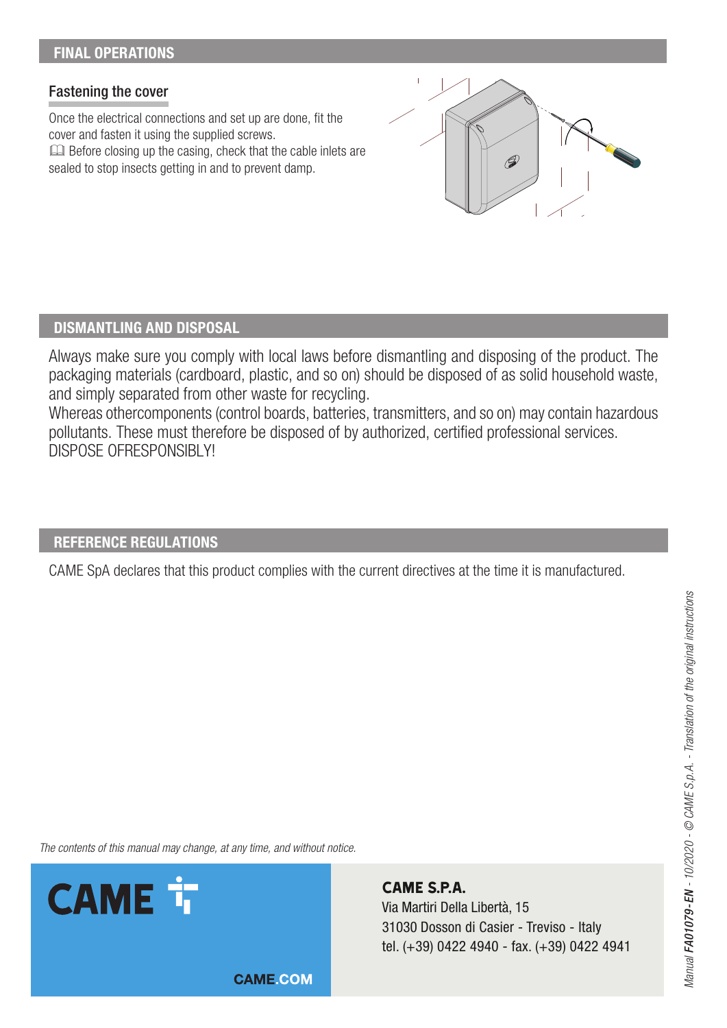## FINAL OPERATIONS

### Fastening the cover

Once the electrical connections and set up are done, fit the cover and fasten it using the supplied screws.

📖 Before closing up the casing, check that the cable inlets are sealed to stop insects getting in and to prevent damp.

## DISMANTLING AND DISPOSAL

Always make sure you comply with local laws before dismantling and disposing of the product. The packaging materials (cardboard, plastic, and so on) should be disposed of as solid household waste, and simply separated from other waste for recycling.

Whereas othercomponents (control boards, batteries, transmitters, and so on) may contain hazardous pollutants. These must therefore be disposed of by authorized, certified professional services.

DISPOSE OFRESPONSIBLY!

## REFERENCE REGULATIONS

CAME SpA declares that this product complies with the current directives at the time it is manufactured.

*The contents of this manual may change, at any time, and without notice.*

CAME

CAME.COM

**CAME S.P.A.**
Via Martiri Della Libertà, 15
31030 Dosson di Casier - Treviso - Italy
tel. (+39) 0422 4940 - fax. (+39) 0422 4941

*Manual **FA01079-EN** - 10/2020 - © CAME S.p.A. - Translation of the original instructions*